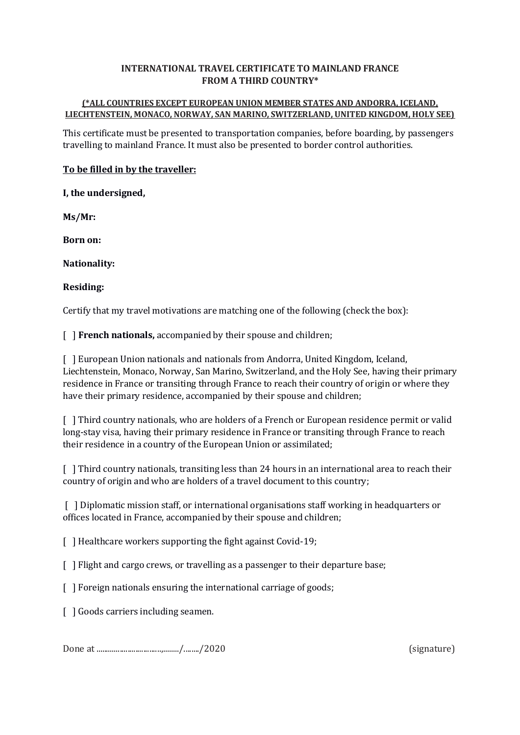**INTERNATIONAL TRAVEL CERTIFICATE TO MAINLAND FRANCE FROM A THIRD COUNTRY***

**(*ALL COUNTRIES EXCEPT EUROPEAN UNION MEMBER STATES AND ANDORRA, ICELAND, LIECHTENSTEIN, MONACO, NORWAY, SAN MARINO, SWITZERLAND, UNITED KINGDOM, HOLY SEE)**

This certificate must be presented to transportation companies, before boarding, by passengers travelling to mainland France. It must also be presented to border control authorities.

**To be filled in by the traveller:**

**I, the undersigned,**

**Ms/Mr:**

**Born on:**

**Nationality:**

**Residing:**

Certify that my travel motivations are matching one of the following (check the box):

[ ] **French nationals,** accompanied by their spouse and children;

[ ] European Union nationals and nationals from Andorra, United Kingdom, Iceland, Liechtenstein, Monaco, Norway, San Marino, Switzerland, and the Holy See, having their primary residence in France or transiting through France to reach their country of origin or where they have their primary residence, accompanied by their spouse and children;

[ ] Third country nationals, who are holders of a French or European residence permit or valid long-stay visa, having their primary residence in France or transiting through France to reach their residence in a country of the European Union or assimilated;

[ ] Third country nationals, transiting less than 24 hours in an international area to reach their country of origin and who are holders of a travel document to this country;

[ ] Diplomatic mission staff, or international organisations staff working in headquarters or offices located in France, accompanied by their spouse and children;

[ ] Healthcare workers supporting the fight against Covid-19;

[ ] Flight and cargo crews, or travelling as a passenger to their departure base;

[ ] Foreign nationals ensuring the international carriage of goods;

[ ] Goods carriers including seamen.

Done at ..................................,........./......../2020 (signature)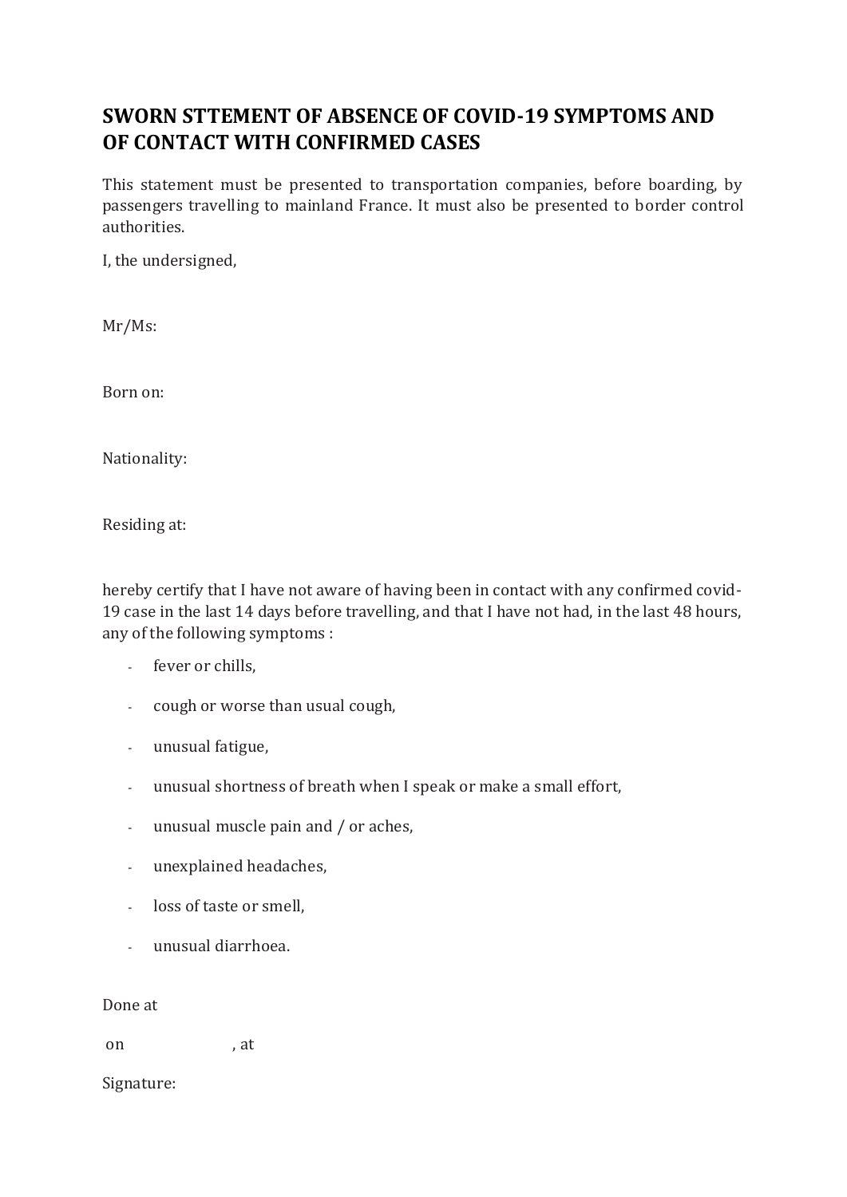# SWORN STTEMENT OF ABSENCE OF COVID-19 SYMPTOMS AND OF CONTACT WITH CONFIRMED CASES

This statement must be presented to transportation companies, before boarding, by passengers travelling to mainland France. It must also be presented to border control authorities.

I, the undersigned,

Mr/Ms:

Born on:

Nationality:

Residing at:

hereby certify that I have not aware of having been in contact with any confirmed covid-19 case in the last 14 days before travelling, and that I have not had, in the last 48 hours, any of the following symptoms :

- fever or chills,
- cough or worse than usual cough,
- unusual fatigue,
- unusual shortness of breath when I speak or make a small effort,
- unusual muscle pain and / or aches,
- unexplained headaches,
- loss of taste or smell,
- unusual diarrhoea.

Done at

on , at

Signature: